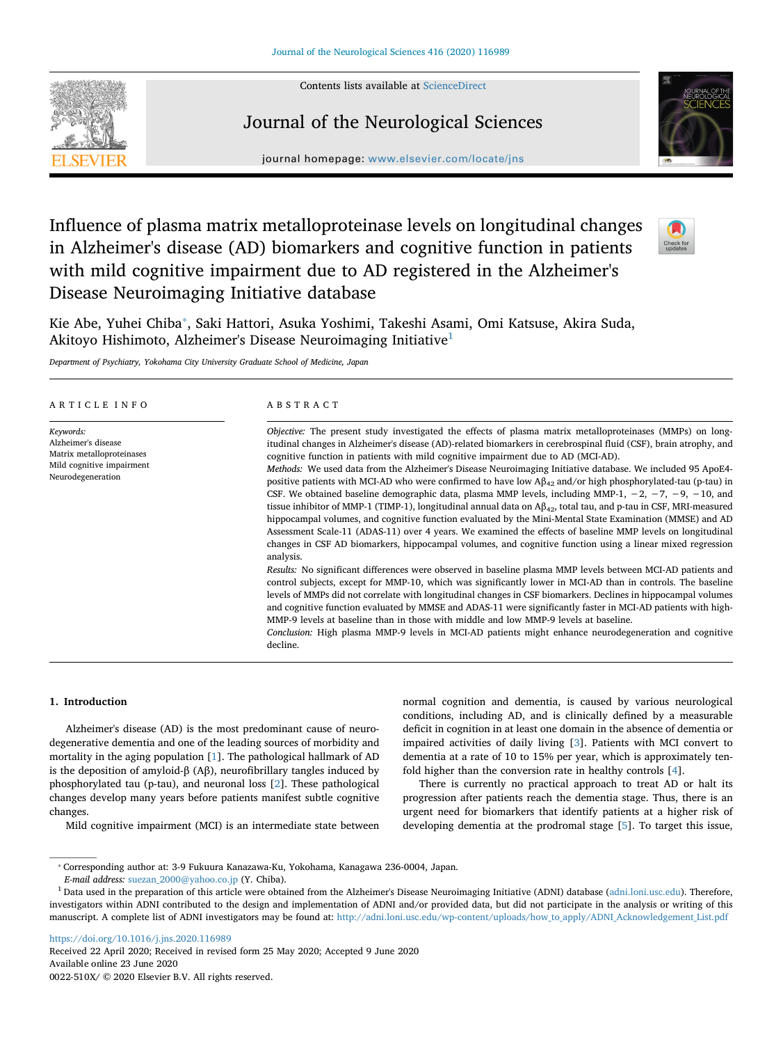# Influence of plasma matrix metalloproteinase levels on longitudinal changes in Alzheimer's disease (AD) biomarkers and cognitive function in patients with mild cognitive impairment due to AD registered in the Alzheimer's Disease Neuroimaging Initiative database

Kie Abe, Yuhei Chiba*, Saki Hattori, Asuka Yoshimi, Takeshi Asami, Omi Katsuse, Akira Suda, Akitoyo Hishimoto, Alzheimer's Disease Neuroimaging Initiative[1]

*Department of Psychiatry, Yokohama City University Graduate School of Medicine, Japan*

## ARTICLE INFO

*Keywords:*
Alzheimer's disease
Matrix metalloproteinases
Mild cognitive impairment
Neurodegeneration

## ABSTRACT

*Objective:* The present study investigated the effects of plasma matrix metalloproteinases (MMPs) on longitudinal changes in Alzheimer's disease (AD)-related biomarkers in cerebrospinal fluid (CSF), brain atrophy, and cognitive function in patients with mild cognitive impairment due to AD (MCI-AD).

*Methods:* We used data from the Alzheimer's Disease Neuroimaging Initiative database. We included 95 ApoE4-positive patients with MCI-AD who were confirmed to have low A$\beta_{42}$ and/or high phosphorylated-tau (p-tau) in CSF. We obtained baseline demographic data, plasma MMP levels, including MMP-1, −2, −7, −9, −10, and tissue inhibitor of MMP-1 (TIMP-1), longitudinal annual data on A$\beta_{42}$, total tau, and p-tau in CSF, MRI-measured hippocampal volumes, and cognitive function evaluated by the Mini-Mental State Examination (MMSE) and AD Assessment Scale-11 (ADAS-11) over 4 years. We examined the effects of baseline MMP levels on longitudinal changes in CSF AD biomarkers, hippocampal volumes, and cognitive function using a linear mixed regression analysis.

*Results:* No significant differences were observed in baseline plasma MMP levels between MCI-AD patients and control subjects, except for MMP-10, which was significantly lower in MCI-AD than in controls. The baseline levels of MMPs did not correlate with longitudinal changes in CSF biomarkers. Declines in hippocampal volumes and cognitive function evaluated by MMSE and ADAS-11 were significantly faster in MCI-AD patients with high-MMP-9 levels at baseline than in those with middle and low MMP-9 levels at baseline.

*Conclusion:* High plasma MMP-9 levels in MCI-AD patients might enhance neurodegeneration and cognitive decline.

## 1. Introduction

Alzheimer's disease (AD) is the most predominant cause of neurodegenerative dementia and one of the leading sources of morbidity and mortality in the aging population [1]. The pathological hallmark of AD is the deposition of amyloid-β (Aβ), neurofibrillary tangles induced by phosphorylated tau (p-tau), and neuronal loss [2]. These pathological changes develop many years before patients manifest subtle cognitive changes.

Mild cognitive impairment (MCI) is an intermediate state between normal cognition and dementia, is caused by various neurological conditions, including AD, and is clinically defined by a measurable deficit in cognition in at least one domain in the absence of dementia or impaired activities of daily living [3]. Patients with MCI convert to dementia at a rate of 10 to 15% per year, which is approximately ten-fold higher than the conversion rate in healthy controls [4].

There is currently no practical approach to treat AD or halt its progression after patients reach the dementia stage. Thus, there is an urgent need for biomarkers that identify patients at a higher risk of developing dementia at the prodromal stage [5]. To target this issue,

---

* Corresponding author at: 3-9 Fukuura Kanazawa-Ku, Yokohama, Kanagawa 236-0004, Japan.
*E-mail address:* suezan_2000@yahoo.co.jp (Y. Chiba).

[1] Data used in the preparation of this article were obtained from the Alzheimer's Disease Neuroimaging Initiative (ADNI) database (adni.loni.usc.edu). Therefore, investigators within ADNI contributed to the design and implementation of ADNI and/or provided data, but did not participate in the analysis or writing of this manuscript. A complete list of ADNI investigators may be found at: http://adni.loni.usc.edu/wp-content/uploads/how_to_apply/ADNI_Acknowledgement_List.pdf

https://doi.org/10.1016/j.jns.2020.116989
Received 22 April 2020; Received in revised form 25 May 2020; Accepted 9 June 2020
Available online 23 June 2020
0022-510X/ © 2020 Elsevier B.V. All rights reserved.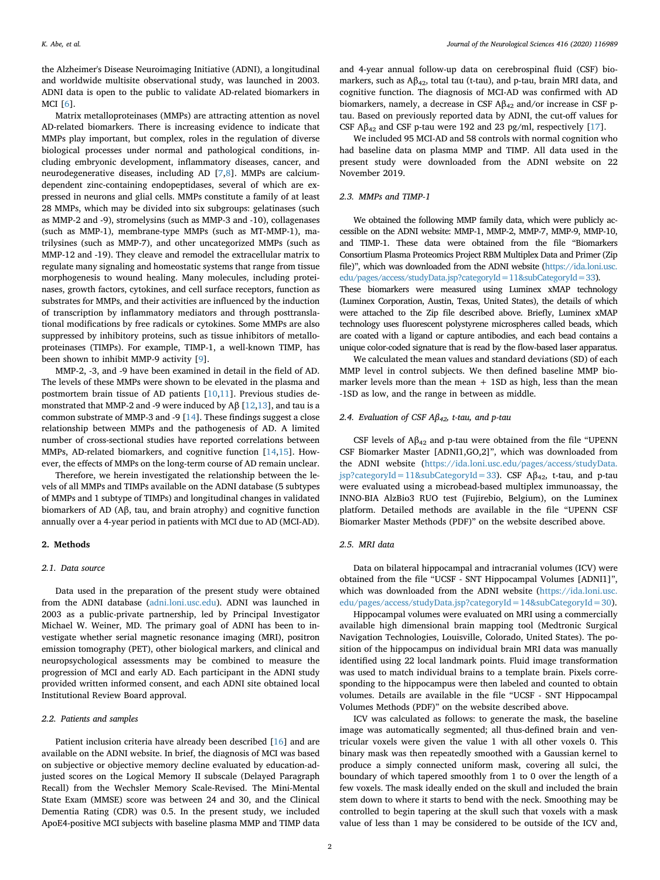the Alzheimer's Disease Neuroimaging Initiative (ADNI), a longitudinal and worldwide multisite observational study, was launched in 2003. ADNI data is open to the public to validate AD-related biomarkers in MCI [6].

Matrix metalloproteinases (MMPs) are attracting attention as novel AD-related biomarkers. There is increasing evidence to indicate that MMPs play important, but complex, roles in the regulation of diverse biological processes under normal and pathological conditions, including embryonic development, inflammatory diseases, cancer, and neurodegenerative diseases, including AD [7,8]. MMPs are calcium-dependent zinc-containing endopeptidases, several of which are expressed in neurons and glial cells. MMPs constitute a family of at least 28 MMPs, which may be divided into six subgroups: gelatinases (such as MMP-2 and -9), stromelysins (such as MMP-3 and -10), collagenases (such as MMP-1), membrane-type MMPs (such as MT-MMP-1), matrilysines (such as MMP-7), and other uncategorized MMPs (such as MMP-12 and -19). They cleave and remodel the extracellular matrix to regulate many signaling and homeostatic systems that range from tissue morphogenesis to wound healing. Many molecules, including proteinases, growth factors, cytokines, and cell surface receptors, function as substrates for MMPs, and their activities are influenced by the induction of transcription by inflammatory mediators and through posttranslational modifications by free radicals or cytokines. Some MMPs are also suppressed by inhibitory proteins, such as tissue inhibitors of metalloproteinases (TIMPs). For example, TIMP-1, a well-known TIMP, has been shown to inhibit MMP-9 activity [9].

MMP-2, -3, and -9 have been examined in detail in the field of AD. The levels of these MMPs were shown to be elevated in the plasma and postmortem brain tissue of AD patients [10,11]. Previous studies demonstrated that MMP-2 and -9 were induced by Aβ [12,13], and tau is a common substrate of MMP-3 and -9 [14]. These findings suggest a close relationship between MMPs and the pathogenesis of AD. A limited number of cross-sectional studies have reported correlations between MMPs, AD-related biomarkers, and cognitive function [14,15]. However, the effects of MMPs on the long-term course of AD remain unclear.

Therefore, we herein investigated the relationship between the levels of all MMPs and TIMPs available on the ADNI database (5 subtypes of MMPs and 1 subtype of TIMPs) and longitudinal changes in validated biomarkers of AD (Aβ, tau, and brain atrophy) and cognitive function annually over a 4-year period in patients with MCI due to AD (MCI-AD).

## 2. Methods

### 2.1. Data source

Data used in the preparation of the present study were obtained from the ADNI database (adni.loni.usc.edu). ADNI was launched in 2003 as a public-private partnership, led by Principal Investigator Michael W. Weiner, MD. The primary goal of ADNI has been to investigate whether serial magnetic resonance imaging (MRI), positron emission tomography (PET), other biological markers, and clinical and neuropsychological assessments may be combined to measure the progression of MCI and early AD. Each participant in the ADNI study provided written informed consent, and each ADNI site obtained local Institutional Review Board approval.

### 2.2. Patients and samples

Patient inclusion criteria have already been described [16] and are available on the ADNI website. In brief, the diagnosis of MCI was based on subjective or objective memory decline evaluated by education-adjusted scores on the Logical Memory II subscale (Delayed Paragraph Recall) from the Wechsler Memory Scale-Revised. The Mini-Mental State Exam (MMSE) score was between 24 and 30, and the Clinical Dementia Rating (CDR) was 0.5. In the present study, we included ApoE4-positive MCI subjects with baseline plasma MMP and TIMP data and 4-year annual follow-up data on cerebrospinal fluid (CSF) biomarkers, such as $A\beta_{42}$, total tau (t-tau), and p-tau, brain MRI data, and cognitive function. The diagnosis of MCI-AD was confirmed with AD biomarkers, namely, a decrease in CSF $A\beta_{42}$ and/or increase in CSF p-tau. Based on previously reported data by ADNI, the cut-off values for CSF $A\beta_{42}$ and CSF p-tau were 192 and 23 pg/ml, respectively [17].

We included 95 MCI-AD and 58 controls with normal cognition who had baseline data on plasma MMP and TIMP. All data used in the present study were downloaded from the ADNI website on 22 November 2019.

### 2.3. MMPs and TIMP-1

We obtained the following MMP family data, which were publicly accessible on the ADNI website: MMP-1, MMP-2, MMP-7, MMP-9, MMP-10, and TIMP-1. These data were obtained from the file "Biomarkers Consortium Plasma Proteomics Project RBM Multiplex Data and Primer (Zip file)", which was downloaded from the ADNI website (https://ida.loni.usc.edu/pages/access/studyData.jsp?categoryId=11&subCategoryId=33). These biomarkers were measured using Luminex xMAP technology (Luminex Corporation, Austin, Texas, United States), the details of which were attached to the Zip file described above. Briefly, Luminex xMAP technology uses fluorescent polystyrene microspheres called beads, which are coated with a ligand or capture antibodies, and each bead contains a unique color-coded signature that is read by the flow-based laser apparatus.

We calculated the mean values and standard deviations (SD) of each MMP level in control subjects. We then defined baseline MMP biomarker levels more than the mean + 1SD as high, less than the mean -1SD as low, and the range in between as middle.

### 2.4. Evaluation of CSF $A\beta_{42}$, t-tau, and p-tau

CSF levels of $A\beta_{42}$ and p-tau were obtained from the file "UPENN CSF Biomarker Master [ADNI1,GO,2]", which was downloaded from the ADNI website (https://ida.loni.usc.edu/pages/access/studyData.jsp?categoryId=11&subCategoryId=33). CSF $A\beta_{42}$, t-tau, and p-tau were evaluated using a microbead-based multiplex immunoassay, the INNO-BIA AlzBio3 RUO test (Fujirebio, Belgium), on the Luminex platform. Detailed methods are available in the file "UPENN CSF Biomarker Master Methods (PDF)" on the website described above.

### 2.5. MRI data

Data on bilateral hippocampal and intracranial volumes (ICV) were obtained from the file "UCSF - SNT Hippocampal Volumes [ADNI1]", which was downloaded from the ADNI website (https://ida.loni.usc.edu/pages/access/studyData.jsp?categoryId=14&subCategoryId=30).

Hippocampal volumes were evaluated on MRI using a commercially available high dimensional brain mapping tool (Medtronic Surgical Navigation Technologies, Louisville, Colorado, United States). The position of the hippocampus on individual brain MRI data was manually identified using 22 local landmark points. Fluid image transformation was used to match individual brains to a template brain. Pixels corresponding to the hippocampus were then labeled and counted to obtain volumes. Details are available in the file "UCSF - SNT Hippocampal Volumes Methods (PDF)" on the website described above.

ICV was calculated as follows: to generate the mask, the baseline image was automatically segmented; all thus-defined brain and ventricular voxels were given the value 1 with all other voxels 0. This binary mask was then repeatedly smoothed with a Gaussian kernel to produce a simply connected uniform mask, covering all sulci, the boundary of which tapered smoothly from 1 to 0 over the length of a few voxels. The mask ideally ended on the skull and included the brain stem down to where it starts to bend with the neck. Smoothing may be controlled to begin tapering at the skull such that voxels with a mask value of less than 1 may be considered to be outside of the ICV and,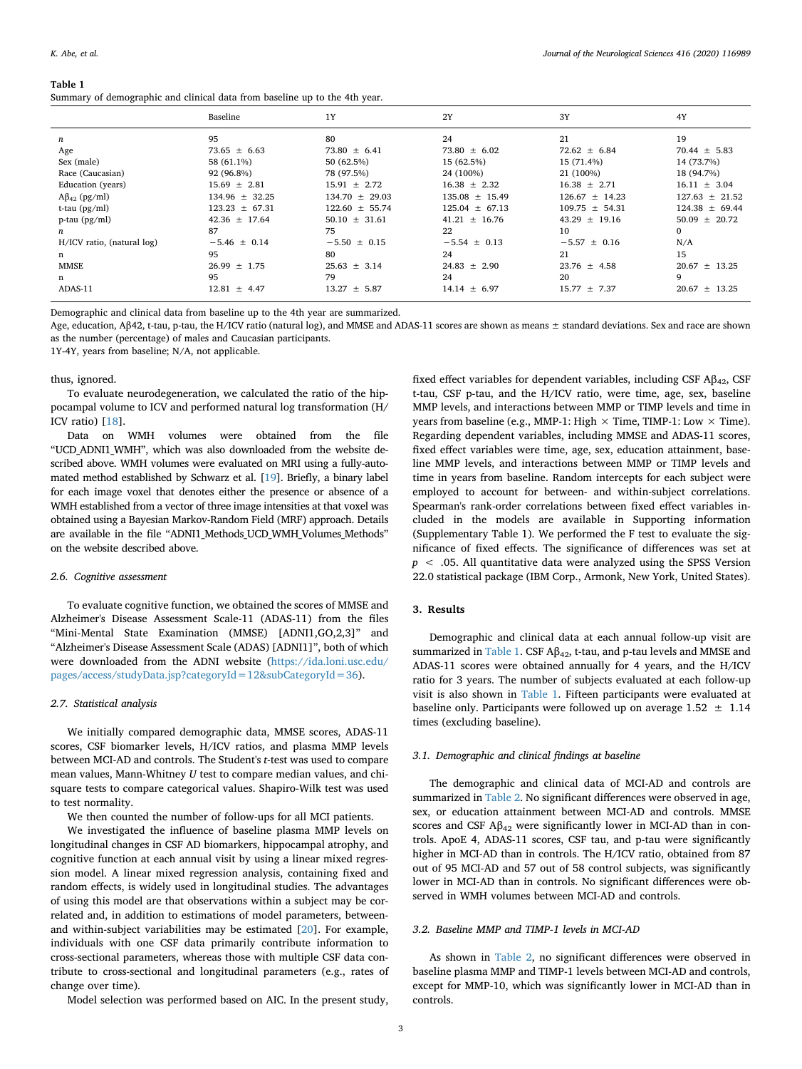**Table 1**
Summary of demographic and clinical data from baseline up to the 4th year.

| | Baseline | 1Y | 2Y | 3Y | 4Y |
|---|---|---|---|---|---|
| *n* | 95 | 80 | 24 | 21 | 19 |
| Age | 73.65 ± 6.63 | 73.80 ± 6.41 | 73.80 ± 6.02 | 72.62 ± 6.84 | 70.44 ± 5.83 |
| Sex (male) | 58 (61.1%) | 50 (62.5%) | 15 (62.5%) | 15 (71.4%) | 14 (73.7%) |
| Race (Caucasian) | 92 (96.8%) | 78 (97.5%) | 24 (100%) | 21 (100%) | 18 (94.7%) |
| Education (years) | 15.69 ± 2.81 | 15.91 ± 2.72 | 16.38 ± 2.32 | 16.38 ± 2.71 | 16.11 ± 3.04 |
| $A\beta_{42}$ (pg/ml) | 134.96 ± 32.25 | 134.70 ± 29.03 | 135.08 ± 15.49 | 126.67 ± 14.23 | 127.63 ± 21.52 |
| t-tau (pg/ml) | 123.23 ± 67.31 | 122.60 ± 55.74 | 125.04 ± 67.13 | 109.75 ± 54.31 | 124.38 ± 69.44 |
| p-tau (pg/ml) | 42.36 ± 17.64 | 50.10 ± 31.61 | 41.21 ± 16.76 | 43.29 ± 19.16 | 50.09 ± 20.72 |
| *n* | 87 | 75 | 22 | 10 | 0 |
| H/ICV ratio, (natural log) | −5.46 ± 0.14 | −5.50 ± 0.15 | −5.54 ± 0.13 | −5.57 ± 0.16 | N/A |
| n | 95 | 80 | 24 | 21 | 15 |
| MMSE | 26.99 ± 1.75 | 25.63 ± 3.14 | 24.83 ± 2.90 | 23.76 ± 4.58 | 20.67 ± 13.25 |
| n | 95 | 79 | 24 | 20 | 9 |
| ADAS-11 | 12.81 ± 4.47 | 13.27 ± 5.87 | 14.14 ± 6.97 | 15.77 ± 7.37 | 20.67 ± 13.25 |

Demographic and clinical data from baseline up to the 4th year are summarized.
Age, education, Aβ42, t-tau, p-tau, the H/ICV ratio (natural log), and MMSE and ADAS-11 scores are shown as means ± standard deviations. Sex and race are shown as the number (percentage) of males and Caucasian participants.
1Y-4Y, years from baseline; N/A, not applicable.

thus, ignored.

To evaluate neurodegeneration, we calculated the ratio of the hippocampal volume to ICV and performed natural log transformation (H/ICV ratio) [18].

Data on WMH volumes were obtained from the file "UCD_ADNI1_WMH", which was also downloaded from the website described above. WMH volumes were evaluated on MRI using a fully-automated method established by Schwarz et al. [19]. Briefly, a binary label for each image voxel that denotes either the presence or absence of a WMH established from a vector of three image intensities at that voxel was obtained using a Bayesian Markov-Random Field (MRF) approach. Details are available in the file "ADNI1_Methods_UCD_WMH_Volumes_Methods" on the website described above.

### 2.6. Cognitive assessment

To evaluate cognitive function, we obtained the scores of MMSE and Alzheimer's Disease Assessment Scale-11 (ADAS-11) from the files "Mini-Mental State Examination (MMSE) [ADNI1,GO,2,3]" and "Alzheimer's Disease Assessment Scale (ADAS) [ADNI1]", both of which were downloaded from the ADNI website (https://ida.loni.usc.edu/pages/access/studyData.jsp?categoryId=12&subCategoryId=36).

### 2.7. Statistical analysis

We initially compared demographic data, MMSE scores, ADAS-11 scores, CSF biomarker levels, H/ICV ratios, and plasma MMP levels between MCI-AD and controls. The Student's *t*-test was used to compare mean values, Mann-Whitney *U* test to compare median values, and chi-square tests to compare categorical values. Shapiro-Wilk test was used to test normality.

We then counted the number of follow-ups for all MCI patients.

We investigated the influence of baseline plasma MMP levels on longitudinal changes in CSF AD biomarkers, hippocampal atrophy, and cognitive function at each annual visit by using a linear mixed regression model. A linear mixed regression analysis, containing fixed and random effects, is widely used in longitudinal studies. The advantages of using this model are that observations within a subject may be correlated and, in addition to estimations of model parameters, between- and within-subject variabilities may be estimated [20]. For example, individuals with one CSF data primarily contribute information to cross-sectional parameters, whereas those with multiple CSF data contribute to cross-sectional and longitudinal parameters (e.g., rates of change over time).

Model selection was performed based on AIC. In the present study, fixed effect variables for dependent variables, including CSF $A\beta_{42}$, CSF t-tau, CSF p-tau, and the H/ICV ratio, were time, age, sex, baseline MMP levels, and interactions between MMP or TIMP levels and time in years from baseline (e.g., MMP-1: High × Time, TIMP-1: Low × Time). Regarding dependent variables, including MMSE and ADAS-11 scores, fixed effect variables were time, age, sex, education attainment, baseline MMP levels, and interactions between MMP or TIMP levels and time in years from baseline. Random intercepts for each subject were employed to account for between- and within-subject correlations. Spearman's rank-order correlations between fixed effect variables included in the models are available in Supporting information (Supplementary Table 1). We performed the F test to evaluate the significance of fixed effects. The significance of differences was set at $p < .05$. All quantitative data were analyzed using the SPSS Version 22.0 statistical package (IBM Corp., Armonk, New York, United States).

## 3. Results

Demographic and clinical data at each annual follow-up visit are summarized in Table 1. CSF $A\beta_{42}$, t-tau, and p-tau levels and MMSE and ADAS-11 scores were obtained annually for 4 years, and the H/ICV ratio for 3 years. The number of subjects evaluated at each follow-up visit is also shown in Table 1. Fifteen participants were evaluated at baseline only. Participants were followed up on average 1.52 ± 1.14 times (excluding baseline).

### 3.1. Demographic and clinical findings at baseline

The demographic and clinical data of MCI-AD and controls are summarized in Table 2. No significant differences were observed in age, sex, or education attainment between MCI-AD and controls. MMSE scores and CSF $A\beta_{42}$ were significantly lower in MCI-AD than in controls. ApoE 4, ADAS-11 scores, CSF tau, and p-tau were significantly higher in MCI-AD than in controls. The H/ICV ratio, obtained from 87 out of 95 MCI-AD and 57 out of 58 control subjects, was significantly lower in MCI-AD than in controls. No significant differences were observed in WMH volumes between MCI-AD and controls.

### 3.2. Baseline MMP and TIMP-1 levels in MCI-AD

As shown in Table 2, no significant differences were observed in baseline plasma MMP and TIMP-1 levels between MCI-AD and controls, except for MMP-10, which was significantly lower in MCI-AD than in controls.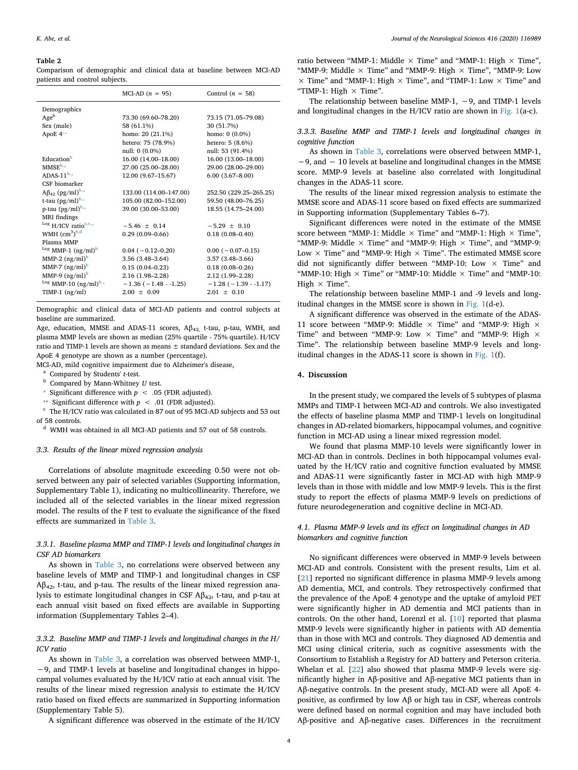**Table 2**
Comparison of demographic and clinical data at baseline between MCI-AD patients and control subjects.

| | MCI-AD ($n$ = 95) | Control ($n$ = 58) |
|---|---|---|
| Demographics | | |
| Age[b] | 73.30 (69.60–78.20) | 73.15 (71.05–79.08) |
| Sex (male) | 58 (61.1%) | 30 (51.7%) |
| ApoE 4[**] | homo: 20 (21.1%) | homo: 0 (0.0%) |
| | hetero: 75 (78.9%) | hetero: 5 (8.6%) |
| | null: 0 (0.0%) | null: 53 (91.4%) |
| Education[b] | 16.00 (14.00–18.00) | 16.00 (13.00–18.00) |
| MMSE[b,*] | 27.00 (25.00–28.00) | 29.00 (28.00–29.00) |
| ADAS-11[b,*] | 12.00 (9.67–15.67) | 6.00 (3.67–8.00) |
| CSF biomarker | | |
| $A\beta_{42}$ (pg/ml)[b,*] | 133.00 (114.00–147.00) | 252.50 (229.25–265.25) |
| t-tau (pg/ml)[b,*] | 105.00 (82.00–152.00) | 59.50 (48.00–76.25) |
| p-tau (pg/ml)[b,*] | 39.00 (30.00–53.00) | 18.55 (14.75–24.00) |
| MRI findings | | |
| $^{Log}$ H/ICV ratio[a,c,*] | −5.46 ± 0.14 | −5.29 ± 0.10 |
| WMH ($cm^3$)[b,d] | 0.29 (0.09–0.66) | 0.18 (0.08–0.40) |
| Plasma MMP | | |
| $^{Log}$ MMP-1 (ng/ml)[b] | 0.04 (−0.12–0.20) | 0.00 (−0.07–0.15) |
| MMP-2 (ng/ml)[b] | 3.56 (3.48–3.64) | 3.57 (3.48–3.66) |
| MMP-7 (ng/ml)[b] | 0.15 (0.04–0.23) | 0.18 (0.08–0.26) |
| MMP-9 (ng/ml)[b] | 2.16 (1.98–2.28) | 2.12 (1.99–2.28) |
| $^{Log}$ MMP-10 (ng/ml)[b,*] | −1.36 (−1.48 - -1.25) | −1.28 (−1.39 - -1.17) |
| TIMP-1 (ng/ml) | 2.00 ± 0.09 | 2.01 ± 0.10 |

Demographic and clinical data of MCI-AD patients and control subjects are summarized.
Age, education, MMSE and ADAS-11 scores, $A\beta_{42,}$ t-tau, p-tau, WMH, and plasma MMP levels are shown as median (25% quartile - 75% quartile). H/ICV ratio and TIMP-1 levels are shown as means ± standard deviations. Sex and the ApoE 4 genotype are shown as a number (percentage).
MCI-AD, mild cognitive impairment due to Alzheimer's disease,
[a] Compared by Students' $t$-test.
[b] Compared by Mann-Whitney $U$ test.
[*] Significant difference with $p < .05$ (FDR adjusted).
[**] Significant difference with $p < .01$ (FDR adjusted).
[c] The H/ICV ratio was calculated in 87 out of 95 MCI-AD subjects and 53 out of 58 controls.
[d] WMH was obtained in all MCI-AD patients and 57 out of 58 controls.

### 3.3. Results of the linear mixed regression analysis

Correlations of absolute magnitude exceeding 0.50 were not observed between any pair of selected variables (Supporting information, Supplementary Table 1), indicating no multicollinearity. Therefore, we included all of the selected variables in the linear mixed regression model. The results of the F test to evaluate the significance of the fixed effects are summarized in Table 3.

#### 3.3.1. Baseline plasma MMP and TIMP-1 levels and longitudinal changes in CSF AD biomarkers

As shown in Table 3, no correlations were observed between any baseline levels of MMP and TIMP-1 and longitudinal changes in CSF $A\beta_{42}$, t-tau, and p-tau. The results of the linear mixed regression analysis to estimate longitudinal changes in CSF $A\beta_{42}$, t-tau, and p-tau at each annual visit based on fixed effects are available in Supporting information (Supplementary Tables 2–4).

#### 3.3.2. Baseline MMP and TIMP-1 levels and longitudinal changes in the H/ICV ratio

As shown in Table 3, a correlation was observed between MMP-1, −9, and TIMP-1 levels at baseline and longitudinal changes in hippocampal volumes evaluated by the H/ICV ratio at each annual visit. The results of the linear mixed regression analysis to estimate the H/ICV ratio based on fixed effects are summarized in Supporting information (Supplementary Table 5).

A significant difference was observed in the estimate of the H/ICV ratio between "MMP-1: Middle × Time" and "MMP-1: High × Time", "MMP-9: Middle × Time" and "MMP-9: High × Time", "MMP-9: Low × Time" and "MMP-1: High × Time", and "TIMP-1: Low × Time" and "TIMP-1: High × Time".

The relationship between baseline MMP-1, −9, and TIMP-1 levels and longitudinal changes in the H/ICV ratio are shown in Fig. 1(a-c).

#### 3.3.3. Baseline MMP and TIMP-1 levels and longitudinal changes in cognitive function

As shown in Table 3, correlations were observed between MMP-1, −9, and − 10 levels at baseline and longitudinal changes in the MMSE score. MMP-9 levels at baseline also correlated with longitudinal changes in the ADAS-11 score.

The results of the linear mixed regression analysis to estimate the MMSE score and ADAS-11 score based on fixed effects are summarized in Supporting information (Supplementary Tables 6–7).

Significant differences were noted in the estimate of the MMSE score between "MMP-1: Middle × Time" and "MMP-1: High × Time", "MMP-9: Middle × Time" and "MMP-9: High × Time", and "MMP-9: Low × Time" and "MMP-9: High × Time". The estimated MMSE score did not significantly differ between "MMP-10: Low × Time" and "MMP-10: High × Time" or "MMP-10: Middle × Time" and "MMP-10: High × Time".

The relationship between baseline MMP-1 and -9 levels and longitudinal changes in the MMSE score is shown in Fig. 1(d-e).

A significant difference was observed in the estimate of the ADAS-11 score between "MMP-9: Middle × Time" and "MMP-9: High × Time" and between "MMP-9: Low × Time" and "MMP-9: High × Time". The relationship between baseline MMP-9 levels and longitudinal changes in the ADAS-11 score is shown in Fig. 1(f).

## 4. Discussion

In the present study, we compared the levels of 5 subtypes of plasma MMPs and TIMP-1 between MCI-AD and controls. We also investigated the effects of baseline plasma MMP and TIMP-1 levels on longitudinal changes in AD-related biomarkers, hippocampal volumes, and cognitive function in MCI-AD using a linear mixed regression model.

We found that plasma MMP-10 levels were significantly lower in MCI-AD than in controls. Declines in both hippocampal volumes evaluated by the H/ICV ratio and cognitive function evaluated by MMSE and ADAS-11 were significantly faster in MCI-AD with high MMP-9 levels than in those with middle and low MMP-9 levels. This is the first study to report the effects of plasma MMP-9 levels on predictions of future neurodegeneration and cognitive decline in MCI-AD.

### 4.1. Plasma MMP-9 levels and its effect on longitudinal changes in AD biomarkers and cognitive function

No significant differences were observed in MMP-9 levels between MCI-AD and controls. Consistent with the present results, Lim et al. [21] reported no significant difference in plasma MMP-9 levels among AD dementia, MCI, and controls. They retrospectively confirmed that the prevalence of the ApoE 4 genotype and the uptake of amyloid PET were significantly higher in AD dementia and MCI patients than in controls. On the other hand, Lorenzl et al. [10] reported that plasma MMP-9 levels were significantly higher in patients with AD dementia than in those with MCI and controls. They diagnosed AD dementia and MCI using clinical criteria, such as cognitive assessments with the Consortium to Establish a Registry for AD battery and Peterson criteria. Whelan et al. [22] also showed that plasma MMP-9 levels were significantly higher in Aβ-positive and Aβ-negative MCI patients than in Aβ-negative controls. In the present study, MCI-AD were all ApoE 4-positive, as confirmed by low Aβ or high tau in CSF, whereas controls were defined based on normal cognition and may have included both Aβ-positive and Aβ-negative cases. Differences in the recruitment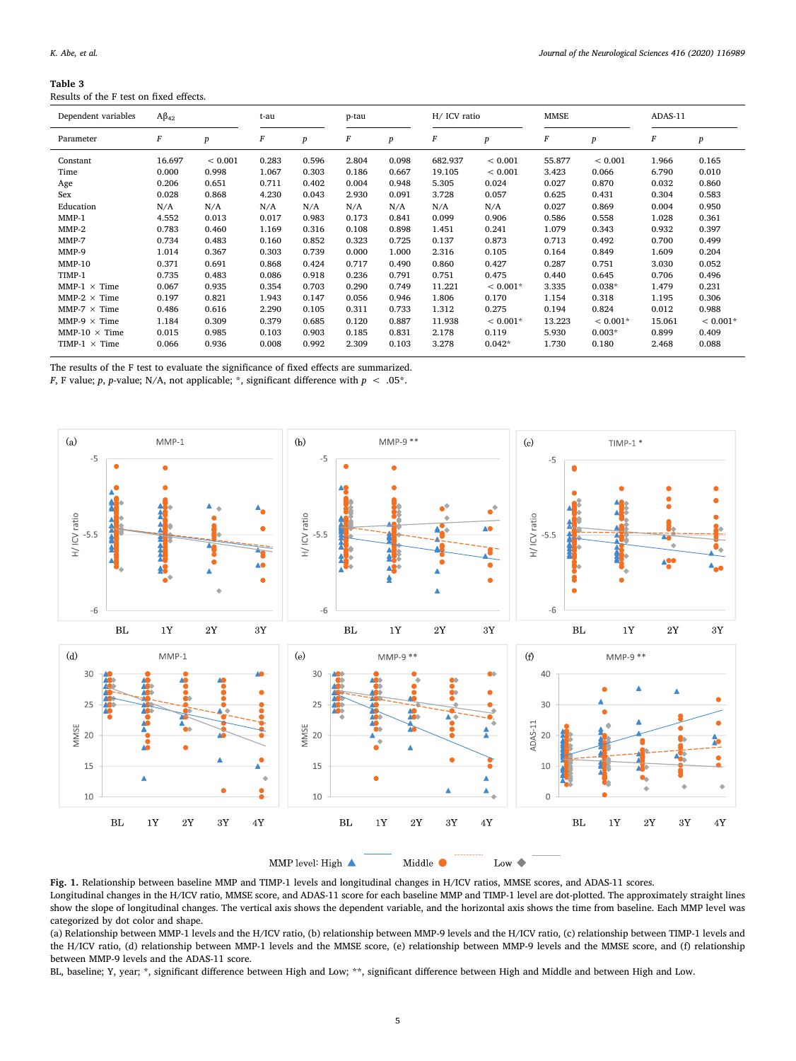**Table 3**
Results of the F test on fixed effects.

| Dependent variables | $A\beta_{42}$ | | t-au | | p-tau | | H/ ICV ratio | | MMSE | | ADAS-11 | |
|---|---|---|---|---|---|---|---|---|---|---|---|---|
| Parameter | $F$ | $p$ | $F$ | $p$ | $F$ | $p$ | $F$ | $p$ | $F$ | $p$ | $F$ | $p$ |
| Constant | 16.697 | < 0.001 | 0.283 | 0.596 | 2.804 | 0.098 | 682.937 | < 0.001 | 55.877 | < 0.001 | 1.966 | 0.165 |
| Time | 0.000 | 0.998 | 1.067 | 0.303 | 0.186 | 0.667 | 19.105 | < 0.001 | 3.423 | 0.066 | 6.790 | 0.010 |
| Age | 0.206 | 0.651 | 0.711 | 0.402 | 0.004 | 0.948 | 5.305 | 0.024 | 0.027 | 0.870 | 0.032 | 0.860 |
| Sex | 0.028 | 0.868 | 4.230 | 0.043 | 2.930 | 0.091 | 3.728 | 0.057 | 0.625 | 0.431 | 0.304 | 0.583 |
| Education | N/A | N/A | N/A | N/A | N/A | N/A | N/A | N/A | 0.027 | 0.869 | 0.004 | 0.950 |
| MMP-1 | 4.552 | 0.013 | 0.017 | 0.983 | 0.173 | 0.841 | 0.099 | 0.906 | 0.586 | 0.558 | 1.028 | 0.361 |
| MMP-2 | 0.783 | 0.460 | 1.169 | 0.316 | 0.108 | 0.898 | 1.451 | 0.241 | 1.079 | 0.343 | 0.932 | 0.397 |
| MMP-7 | 0.734 | 0.483 | 0.160 | 0.852 | 0.323 | 0.725 | 0.137 | 0.873 | 0.713 | 0.492 | 0.700 | 0.499 |
| MMP-9 | 1.014 | 0.367 | 0.303 | 0.739 | 0.000 | 1.000 | 2.316 | 0.105 | 0.164 | 0.849 | 1.609 | 0.204 |
| MMP-10 | 0.371 | 0.691 | 0.868 | 0.424 | 0.717 | 0.490 | 0.860 | 0.427 | 0.287 | 0.751 | 3.030 | 0.052 |
| TIMP-1 | 0.735 | 0.483 | 0.086 | 0.918 | 0.236 | 0.791 | 0.751 | 0.475 | 0.440 | 0.645 | 0.706 | 0.496 |
| MMP-1 × Time | 0.067 | 0.935 | 0.354 | 0.703 | 0.290 | 0.749 | 11.221 | < 0.001* | 3.335 | 0.038* | 1.479 | 0.231 |
| MMP-2 × Time | 0.197 | 0.821 | 1.943 | 0.147 | 0.056 | 0.946 | 1.806 | 0.170 | 1.154 | 0.318 | 1.195 | 0.306 |
| MMP-7 × Time | 0.486 | 0.616 | 2.290 | 0.105 | 0.311 | 0.733 | 1.312 | 0.275 | 0.194 | 0.824 | 0.012 | 0.988 |
| MMP-9 × Time | 1.184 | 0.309 | 0.379 | 0.685 | 0.120 | 0.887 | 11.938 | < 0.001* | 13.223 | < 0.001* | 15.061 | < 0.001* |
| MMP-10 × Time | 0.015 | 0.985 | 0.103 | 0.903 | 0.185 | 0.831 | 2.178 | 0.119 | 5.930 | 0.003* | 0.899 | 0.409 |
| TIMP-1 × Time | 0.066 | 0.936 | 0.008 | 0.992 | 2.309 | 0.103 | 3.278 | 0.042* | 1.730 | 0.180 | 2.468 | 0.088 |

The results of the F test to evaluate the significance of fixed effects are summarized.
$F$, F value; $p$, $p$-value; N/A, not applicable; *, significant difference with $p < .05$*.

**Fig. 1.** Relationship between baseline MMP and TIMP-1 levels and longitudinal changes in H/ICV ratios, MMSE scores, and ADAS-11 scores.
Longitudinal changes in the H/ICV ratio, MMSE score, and ADAS-11 score for each baseline MMP and TIMP-1 level are dot-plotted. The approximately straight lines show the slope of longitudinal changes. The vertical axis shows the dependent variable, and the horizontal axis shows the time from baseline. Each MMP level was categorized by dot color and shape.
(a) Relationship between MMP-1 levels and the H/ICV ratio, (b) relationship between MMP-9 levels and the H/ICV ratio, (c) relationship between TIMP-1 levels and the H/ICV ratio, (d) relationship between MMP-1 levels and the MMSE score, (e) relationship between MMP-9 levels and the MMSE score, and (f) relationship between MMP-9 levels and the ADAS-11 score.
BL, baseline; Y, year; *, significant difference between High and Low; **, significant difference between High and Middle and between High and Low.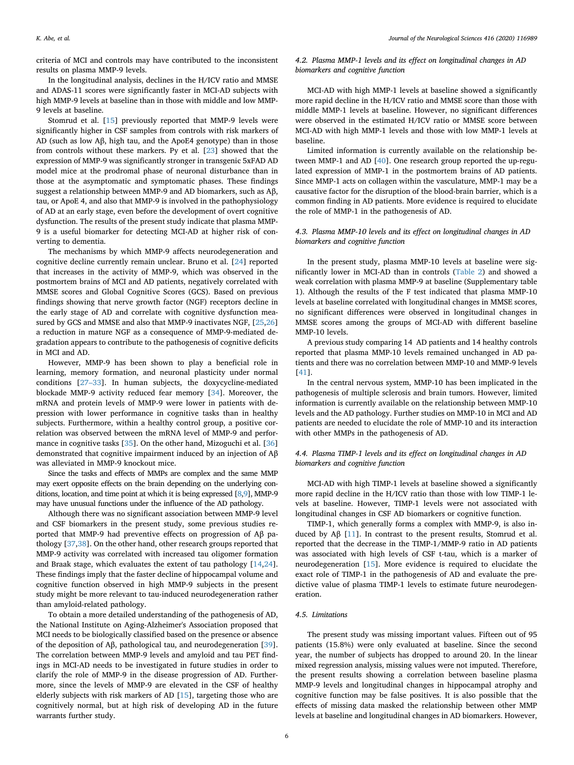criteria of MCI and controls may have contributed to the inconsistent results on plasma MMP-9 levels.

In the longitudinal analysis, declines in the H/ICV ratio and MMSE and ADAS-11 scores were significantly faster in MCI-AD subjects with high MMP-9 levels at baseline than in those with middle and low MMP-9 levels at baseline.

Stomrud et al. [15] previously reported that MMP-9 levels were significantly higher in CSF samples from controls with risk markers of AD (such as low Aβ, high tau, and the ApoE4 genotype) than in those from controls without these markers. Py et al. [23] showed that the expression of MMP-9 was significantly stronger in transgenic 5xFAD AD model mice at the prodromal phase of neuronal disturbance than in those at the asymptomatic and symptomatic phases. These findings suggest a relationship between MMP-9 and AD biomarkers, such as Aβ, tau, or ApoE 4, and also that MMP-9 is involved in the pathophysiology of AD at an early stage, even before the development of overt cognitive dysfunction. The results of the present study indicate that plasma MMP-9 is a useful biomarker for detecting MCI-AD at higher risk of converting to dementia.

The mechanisms by which MMP-9 affects neurodegeneration and cognitive decline currently remain unclear. Bruno et al. [24] reported that increases in the activity of MMP-9, which was observed in the postmortem brains of MCI and AD patients, negatively correlated with MMSE scores and Global Cognitive Scores (GCS). Based on previous findings showing that nerve growth factor (NGF) receptors decline in the early stage of AD and correlate with cognitive dysfunction measured by GCS and MMSE and also that MMP-9 inactivates NGF, [25,26] a reduction in mature NGF as a consequence of MMP-9-mediated degradation appears to contribute to the pathogenesis of cognitive deficits in MCI and AD.

However, MMP-9 has been shown to play a beneficial role in learning, memory formation, and neuronal plasticity under normal conditions [27–33]. In human subjects, the doxycycline-mediated blockade MMP-9 activity reduced fear memory [34]. Moreover, the mRNA and protein levels of MMP-9 were lower in patients with depression with lower performance in cognitive tasks than in healthy subjects. Furthermore, within a healthy control group, a positive correlation was observed between the mRNA level of MMP-9 and performance in cognitive tasks [35]. On the other hand, Mizoguchi et al. [36] demonstrated that cognitive impairment induced by an injection of Aβ was alleviated in MMP-9 knockout mice.

Since the tasks and effects of MMPs are complex and the same MMP may exert opposite effects on the brain depending on the underlying conditions, location, and time point at which it is being expressed [8,9], MMP-9 may have unusual functions under the influence of the AD pathology.

Although there was no significant association between MMP-9 level and CSF biomarkers in the present study, some previous studies reported that MMP-9 had preventive effects on progression of Aβ pathology [37,38]. On the other hand, other research groups reported that MMP-9 activity was correlated with increased tau oligomer formation and Braak stage, which evaluates the extent of tau pathology [14,24]. These findings imply that the faster decline of hippocampal volume and cognitive function observed in high MMP-9 subjects in the present study might be more relevant to tau-induced neurodegeneration rather than amyloid-related pathology.

To obtain a more detailed understanding of the pathogenesis of AD, the National Institute on Aging-Alzheimer's Association proposed that MCI needs to be biologically classified based on the presence or absence of the deposition of Aβ, pathological tau, and neurodegeneration [39]. The correlation between MMP-9 levels and amyloid and tau PET findings in MCI-AD needs to be investigated in future studies in order to clarify the role of MMP-9 in the disease progression of AD. Furthermore, since the levels of MMP-9 are elevated in the CSF of healthy elderly subjects with risk markers of AD [15], targeting those who are cognitively normal, but at high risk of developing AD in the future warrants further study.

### 4.2. Plasma MMP-1 levels and its effect on longitudinal changes in AD biomarkers and cognitive function

MCI-AD with high MMP-1 levels at baseline showed a significantly more rapid decline in the H/ICV ratio and MMSE score than those with middle MMP-1 levels at baseline. However, no significant differences were observed in the estimated H/ICV ratio or MMSE score between MCI-AD with high MMP-1 levels and those with low MMP-1 levels at baseline.

Limited information is currently available on the relationship between MMP-1 and AD [40]. One research group reported the up-regulated expression of MMP-1 in the postmortem brains of AD patients. Since MMP-1 acts on collagen within the vasculature, MMP-1 may be a causative factor for the disruption of the blood-brain barrier, which is a common finding in AD patients. More evidence is required to elucidate the role of MMP-1 in the pathogenesis of AD.

### 4.3. Plasma MMP-10 levels and its effect on longitudinal changes in AD biomarkers and cognitive function

In the present study, plasma MMP-10 levels at baseline were significantly lower in MCI-AD than in controls (Table 2) and showed a weak correlation with plasma MMP-9 at baseline (Supplementary table 1). Although the results of the F test indicated that plasma MMP-10 levels at baseline correlated with longitudinal changes in MMSE scores, no significant differences were observed in longitudinal changes in MMSE scores among the groups of MCI-AD with different baseline MMP-10 levels.

A previous study comparing 14 AD patients and 14 healthy controls reported that plasma MMP-10 levels remained unchanged in AD patients and there was no correlation between MMP-10 and MMP-9 levels [41].

In the central nervous system, MMP-10 has been implicated in the pathogenesis of multiple sclerosis and brain tumors. However, limited information is currently available on the relationship between MMP-10 levels and the AD pathology. Further studies on MMP-10 in MCI and AD patients are needed to elucidate the role of MMP-10 and its interaction with other MMPs in the pathogenesis of AD.

### 4.4. Plasma TIMP-1 levels and its effect on longitudinal changes in AD biomarkers and cognitive function

MCI-AD with high TIMP-1 levels at baseline showed a significantly more rapid decline in the H/ICV ratio than those with low TIMP-1 levels at baseline. However, TIMP-1 levels were not associated with longitudinal changes in CSF AD biomarkers or cognitive function.

TIMP-1, which generally forms a complex with MMP-9, is also induced by Aβ [11]. In contrast to the present results, Stomrud et al. reported that the decrease in the TIMP-1/MMP-9 ratio in AD patients was associated with high levels of CSF t-tau, which is a marker of neurodegeneration [15]. More evidence is required to elucidate the exact role of TIMP-1 in the pathogenesis of AD and evaluate the predictive value of plasma TIMP-1 levels to estimate future neurodegeneration.

### 4.5. Limitations

The present study was missing important values. Fifteen out of 95 patients (15.8%) were only evaluated at baseline. Since the second year, the number of subjects has dropped to around 20. In the linear mixed regression analysis, missing values were not imputed. Therefore, the present results showing a correlation between baseline plasma MMP-9 levels and longitudinal changes in hippocampal atrophy and cognitive function may be false positives. It is also possible that the effects of missing data masked the relationship between other MMP levels at baseline and longitudinal changes in AD biomarkers. However,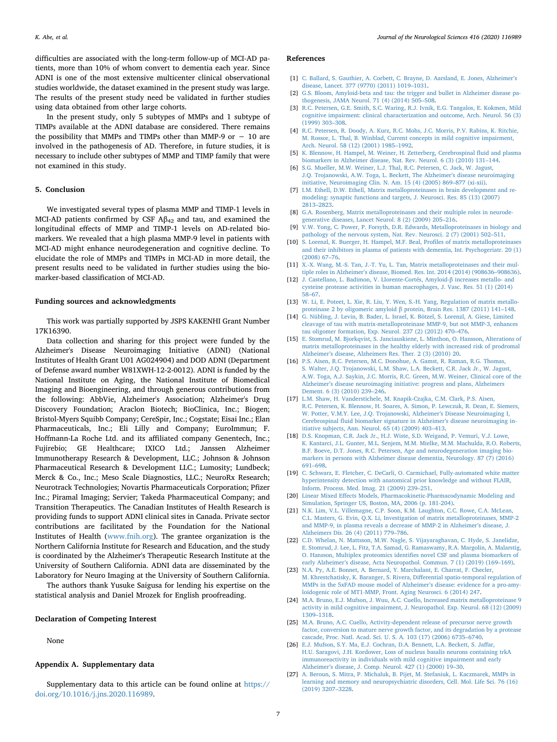difficulties are associated with the long-term follow-up of MCI-AD patients, more than 10% of whom convert to dementia each year. Since ADNI is one of the most extensive multicenter clinical observational studies worldwide, the dataset examined in the present study was large. The results of the present study need be validated in further studies using data obtained from other large cohorts.

In the present study, only 5 subtypes of MMPs and 1 subtype of TIMPs available at the ADNI database are considered. There remains the possibility that MMPs and TIMPs other than MMP-9 or − 10 are involved in the pathogenesis of AD. Therefore, in future studies, it is necessary to include other subtypes of MMP and TIMP family that were not examined in this study.

## 5. Conclusion

We investigated several types of plasma MMP and TIMP-1 levels in MCI-AD patients confirmed by CSF $A\beta_{42}$ and tau, and examined the longitudinal effects of MMP and TIMP-1 levels on AD-related biomarkers. We revealed that a high plasma MMP-9 level in patients with MCI-AD might enhance neurodegeneration and cognitive decline. To elucidate the role of MMPs and TIMPs in MCI-AD in more detail, the present results need to be validated in further studies using the biomarker-based classification of MCI-AD.

## Funding sources and acknowledgments

This work was partially supported by JSPS KAKENHI Grant Number 17K16390.

Data collection and sharing for this project were funded by the Alzheimer's Disease Neuroimaging Initiative (ADNI) (National Institutes of Health Grant U01 AG024904) and DOD ADNI (Department of Defense award number W81XWH-12-2-0012). ADNI is funded by the National Institute on Aging, the National Institute of Biomedical Imaging and Bioengineering, and through generous contributions from the following: AbbVie, Alzheimer's Association; Alzheimer's Drug Discovery Foundation; Araclon Biotech; BioClinica, Inc.; Biogen; Bristol-Myers Squibb Company; CereSpir, Inc.; Cogstate; Eisai Inc.; Elan Pharmaceuticals, Inc.; Eli Lilly and Company; EuroImmun; F. Hoffmann-La Roche Ltd. and its affiliated company Genentech, Inc.; Fujirebio; GE Healthcare; IXICO Ltd.; Janssen Alzheimer Immunotherapy Research & Development, LLC.; Johnson & Johnson Pharmaceutical Research & Development LLC.; Lumosity; Lundbeck; Merck & Co., Inc.; Meso Scale Diagnostics, LLC.; NeuroRx Research; Neurotrack Technologies; Novartis Pharmaceuticals Corporation; Pfizer Inc.; Piramal Imaging; Servier; Takeda Pharmaceutical Company; and Transition Therapeutics. The Canadian Institutes of Health Research is providing funds to support ADNI clinical sites in Canada. Private sector contributions are facilitated by the Foundation for the National Institutes of Health (www.fnih.org). The grantee organization is the Northern California Institute for Research and Education, and the study is coordinated by the Alzheimer's Therapeutic Research Institute at the University of Southern California. ADNI data are disseminated by the Laboratory for Neuro Imaging at the University of Southern California.

The authors thank Yusuke Saigusa for lending his expertise on the statistical analysis and Daniel Mrozek for English proofreading.

## Declaration of Competing Interest

None

## Appendix A. Supplementary data

Supplementary data to this article can be found online at https://doi.org/10.1016/j.jns.2020.116989.

## References

[1] C. Ballard, S. Gauthier, A. Corbett, C. Brayne, D. Aarsland, E. Jones, Alzheimer's disease, Lancet. 377 (9770) (2011) 1019–1031.

[2] G.S. Bloom, Amyloid-beta and tau: the trigger and bullet in Alzheimer disease pathogenesis, JAMA Neurol. 71 (4) (2014) 505–508.

[3] R.C. Petersen, G.E. Smith, S.C. Waring, R.J. Ivnik, E.G. Tangalos, E. Kokmen, Mild cognitive impairment: clinical characterization and outcome, Arch. Neurol. 56 (3) (1999) 303–308.

[4] R.C. Petersen, R. Doody, A. Kurz, R.C. Mohs, J.C. Morris, P.V. Rabins, K. Ritchie, M. Rossor, L. Thal, B. Winblad, Current concepts in mild cognitive impairment, Arch. Neurol. 58 (12) (2001) 1985–1992.

[5] K. Blennow, H. Hampel, M. Weiner, H. Zetterberg, Cerebrospinal fluid and plasma biomarkers in Alzheimer disease, Nat. Rev. Neurol. 6 (3) (2010) 131–144.

[6] S.G. Mueller, M.W. Weiner, L.J. Thal, R.C. Petersen, C. Jack, W. Jagust, J.Q. Trojanowski, A.W. Toga, L. Beckett, The Alzheimer's disease neuroimaging initiative, Neuroimaging Clin. N. Am. 15 (4) (2005) 869–877 (xi-xii).

[7] I.M. Ethell, D.W. Ethell, Matrix metalloproteinases in brain development and remodeling: synaptic functions and targets, J. Neurosci. Res. 85 (13) (2007) 2813–2823.

[8] G.A. Rosenberg, Matrix metalloproteinases and their multiple roles in neurodegenerative diseases, Lancet Neurol. 8 (2) (2009) 205–216.

[9] V.W. Yong, C. Power, P. Forsyth, D.R. Edwards, Metalloproteinases in biology and pathology of the nervous system, Nat. Rev. Neurosci. 2 (7) (2001) 502–511.

[10] S. Lorenzl, K. Buerger, H. Hampel, M.F. Beal, Profiles of matrix metalloproteinases and their inhibitors in plasma of patients with dementia, Int. Psychogeriatr. 20 (1) (2008) 67–76.

[11] X.-X. Wang, M.-S. Tan, J.-T. Yu, L. Tan, Matrix metalloproteinases and their multiple roles in Alzheimer's disease, Biomed. Res. Int. 2014 (2014) (908636–908636).

[12] J. Castellano, L. Badimon, V. Llorente-Cortés, Amyloid-β increases metallo- and cysteine protease activities in human macrophages, J. Vasc. Res. 51 (1) (2014) 58–67.

[13] W. Li, E. Poteet, L. Xie, R. Liu, Y. Wen, S.-H. Yang, Regulation of matrix metalloproteinase 2 by oligomeric amyloid β protein, Brain Res. 1387 (2011) 141–148.

[14] G. Nübling, J. Levin, B. Bader, L. Israel, K. Bötzel, S. Lorenzl, A. Giese, Limited cleavage of tau with matrix-metalloproteinase MMP-9, but not MMP-3, enhances tau oligomer formation, Exp. Neurol. 237 (2) (2012) 470–476.

[15] E. Stomrud, M. Bjorkqvist, S. Janciauskiene, L. Minthon, O. Hansson, Alterations of matrix metalloproteinases in the healthy elderly with increased risk of prodromal Alzheimer's disease, Alzheimers Res. Ther. 2 (3) (2010) 20.

[16] P.S. Aisen, R.C. Petersen, M.C. Donohue, A. Gamst, R. Raman, R.G. Thomas, S. Walter, J.Q. Trojanowski, L.M. Shaw, L.A. Beckett, C.R. Jack Jr., W. Jagust, A.W. Toga, A.J. Saykin, J.C. Morris, R.C. Green, M.W. Weiner, Clinical core of the Alzheimer's disease neuroimaging initiative: progress and plans, Alzheimers Dement. 6 (3) (2010) 239–246.

[17] L.M. Shaw, H. Vanderstichele, M. Knapik-Czajka, C.M. Clark, P.S. Aisen, R.C. Petersen, K. Blennow, H. Soares, A. Simon, P. Lewczuk, R. Dean, E. Siemers, W. Potter, V.M.Y. Lee, J.Q. Trojanowski, Alzheimer's Disease Neuroimaging I, Cerebrospinal fluid biomarker signature in Alzheimer's disease neuroimaging initiative subjects, Ann. Neurol. 65 (4) (2009) 403–413.

[18] D.S. Knopman, C.R. Jack Jr., H.J. Wiste, S.D. Weigand, P. Vemuri, V.J. Lowe, K. Kantarci, J.L. Gunter, M.L. Senjem, M.M. Mielke, M.M. Machulda, R.O. Roberts, B.F. Boeve, D.T. Jones, R.C. Petersen, Age and neurodegeneration imaging biomarkers in persons with Alzheimer disease dementia, Neurology. 87 (7) (2016) 691–698.

[19] C. Schwarz, E. Fletcher, C. DeCarli, O. Carmichael, Fully-automated white matter hyperintensity detection with anatomical prior knowledge and without FLAIR, Inform. Process. Med. Imag. 21 (2009) 239–251.

[20] Linear Mixed Effects Models, Pharmacokinetic-Pharmacodynamic Modeling and Simulation, Springer US, Boston, MA, 2006 (p. 181-204).

[21] N.K. Lim, V.L. Villemagne, C.P. Soon, K.M. Laughton, C.C. Rowe, C.A. McLean, C.L. Masters, G. Evin, Q.X. Li, Investigation of matrix metalloproteinases, MMP-2 and MMP-9, in plasma reveals a decrease of MMP-2 in Alzheimer's disease, J. Alzheimers Dis. 26 (4) (2011) 779–786.

[22] C.D. Whelan, N. Mattsson, M.W. Nagle, S. Vijayaraghavan, C. Hyde, S. Janelidze, E. Stomrud, J. Lee, L. Fitz, T.A. Samad, G. Ramaswamy, R.A. Margolin, A. Malarstig, O. Hansson, Multiplex proteomics identifies novel CSF and plasma biomarkers of early Alzheimer's disease, Acta Neuropathol. Commun. 7 (1) (2019) (169–169).

[23] N.A. Py, A.E. Bonnet, A. Bernard, Y. Marchalant, E. Charrat, F. Checler, M. Khrestchatisky, K. Baranger, S. Rivera, Differential spatio-temporal regulation of MMPs in the 5xFAD mouse model of Alzheimer's disease: evidence for a pro-amyloidogenic role of MT1-MMP, Front. Aging Neurosci. 6 (2014) 247.

[24] M.A. Bruno, E.J. Mufson, J. Wuu, A.C. Cuello, Increased matrix metalloproteinase 9 activity in mild cognitive impairment, J. Neuropathol. Exp. Neurol. 68 (12) (2009) 1309–1318.

[25] M.A. Bruno, A.C. Cuello, Activity-dependent release of precursor nerve growth factor, conversion to mature nerve growth factor, and its degradation by a protease cascade, Proc. Natl. Acad. Sci. U. S. A. 103 (17) (2006) 6735–6740.

[26] E.J. Mufson, S.Y. Ma, E.J. Cochran, D.A. Bennett, L.A. Beckett, S. Jaffar, H.U. Saragovi, J.H. Kordower, Loss of nucleus basalis neurons containing trkA immunoreactivity in individuals with mild cognitive impairment and early Alzheimer's disease, J. Comp. Neurol. 427 (1) (2000) 19–30.

[27] A. Beroun, S. Mitra, P. Michaluk, B. Pijet, M. Stefaniuk, L. Kaczmarek, MMPs in learning and memory and neuropsychiatric disorders, Cell. Mol. Life Sci. 76 (16) (2019) 3207–3228.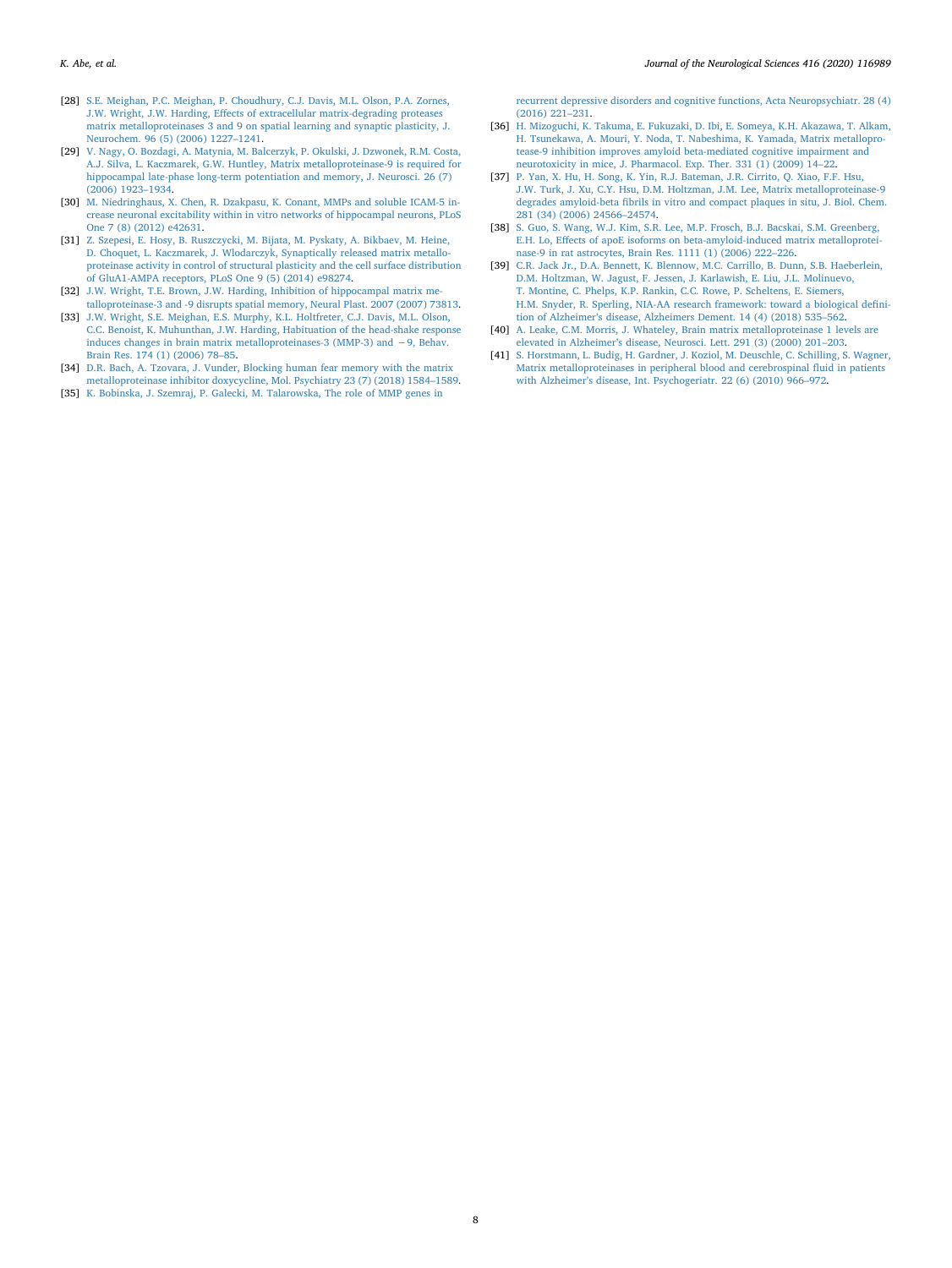[28] S.E. Meighan, P.C. Meighan, P. Choudhury, C.J. Davis, M.L. Olson, P.A. Zornes, J.W. Wright, J.W. Harding, Effects of extracellular matrix-degrading proteases matrix metalloproteinases 3 and 9 on spatial learning and synaptic plasticity, J. Neurochem. 96 (5) (2006) 1227–1241.

[29] V. Nagy, O. Bozdagi, A. Matynia, M. Balcerzyk, P. Okulski, J. Dzwonek, R.M. Costa, A.J. Silva, L. Kaczmarek, G.W. Huntley, Matrix metalloproteinase-9 is required for hippocampal late-phase long-term potentiation and memory, J. Neurosci. 26 (7) (2006) 1923–1934.

[30] M. Niedringhaus, X. Chen, R. Dzakpasu, K. Conant, MMPs and soluble ICAM-5 increase neuronal excitability within in vitro networks of hippocampal neurons, PLoS One 7 (8) (2012) e42631.

[31] Z. Szepesi, E. Hosy, B. Ruszczycki, M. Bijata, M. Pyskaty, A. Bikbaev, M. Heine, D. Choquet, L. Kaczmarek, J. Wlodarczyk, Synaptically released matrix metalloproteinase activity in control of structural plasticity and the cell surface distribution of GluA1-AMPA receptors, PLoS One 9 (5) (2014) e98274.

[32] J.W. Wright, T.E. Brown, J.W. Harding, Inhibition of hippocampal matrix metalloproteinase-3 and -9 disrupts spatial memory, Neural Plast. 2007 (2007) 73813.

[33] J.W. Wright, S.E. Meighan, E.S. Murphy, K.L. Holtfreter, C.J. Davis, M.L. Olson, C.C. Benoist, K. Muhunthan, J.W. Harding, Habituation of the head-shake response induces changes in brain matrix metalloproteinases-3 (MMP-3) and −9, Behav. Brain Res. 174 (1) (2006) 78–85.

[34] D.R. Bach, A. Tzovara, J. Vunder, Blocking human fear memory with the matrix metalloproteinase inhibitor doxycycline, Mol. Psychiatry 23 (7) (2018) 1584–1589.

[35] K. Bobinska, J. Szemraj, P. Galecki, M. Talarowska, The role of MMP genes in recurrent depressive disorders and cognitive functions, Acta Neuropsychiatr. 28 (4) (2016) 221–231.

[36] H. Mizoguchi, K. Takuma, E. Fukuzaki, D. Ibi, E. Someya, K.H. Akazawa, T. Alkam, H. Tsunekawa, A. Mouri, Y. Noda, T. Nabeshima, K. Yamada, Matrix metalloprotease-9 inhibition improves amyloid beta-mediated cognitive impairment and neurotoxicity in mice, J. Pharmacol. Exp. Ther. 331 (1) (2009) 14–22.

[37] P. Yan, X. Hu, H. Song, K. Yin, R.J. Bateman, J.R. Cirrito, Q. Xiao, F.F. Hsu, J.W. Turk, J. Xu, C.Y. Hsu, D.M. Holtzman, J.M. Lee, Matrix metalloproteinase-9 degrades amyloid-beta fibrils in vitro and compact plaques in situ, J. Biol. Chem. 281 (34) (2006) 24566–24574.

[38] S. Guo, S. Wang, W.J. Kim, S.R. Lee, M.P. Frosch, B.J. Bacskai, S.M. Greenberg, E.H. Lo, Effects of apoE isoforms on beta-amyloid-induced matrix metalloproteinase-9 in rat astrocytes, Brain Res. 1111 (1) (2006) 222–226.

[39] C.R. Jack Jr., D.A. Bennett, K. Blennow, M.C. Carrillo, B. Dunn, S.B. Haeberlein, D.M. Holtzman, W. Jagust, F. Jessen, J. Karlawish, E. Liu, J.L. Molinuevo, T. Montine, C. Phelps, K.P. Rankin, C.C. Rowe, P. Scheltens, E. Siemers, H.M. Snyder, R. Sperling, NIA-AA research framework: toward a biological definition of Alzheimer's disease, Alzheimers Dement. 14 (4) (2018) 535–562.

[40] A. Leake, C.M. Morris, J. Whateley, Brain matrix metalloproteinase 1 levels are elevated in Alzheimer's disease, Neurosci. Lett. 291 (3) (2000) 201–203.

[41] S. Horstmann, L. Budig, H. Gardner, J. Koziol, M. Deuschle, C. Schilling, S. Wagner, Matrix metalloproteinases in peripheral blood and cerebrospinal fluid in patients with Alzheimer's disease, Int. Psychogeriatr. 22 (6) (2010) 966–972.